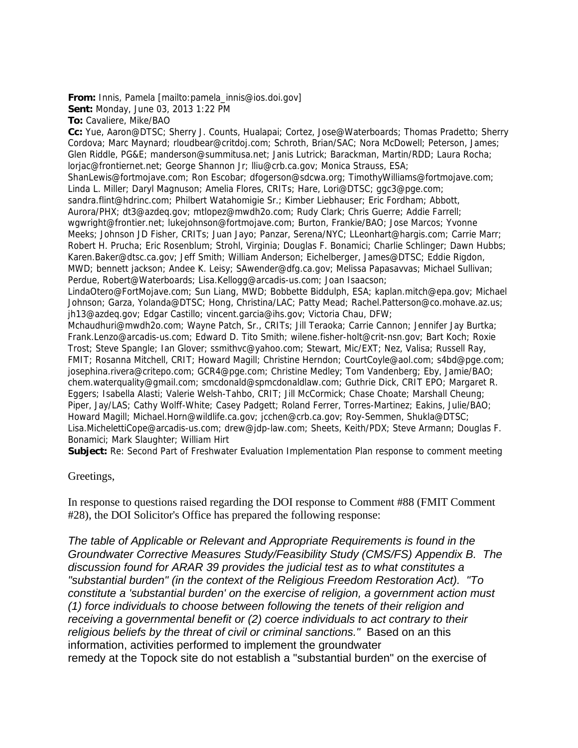**From:** Innis, Pamela [mailto:pamela_innis@ios.doi.gov]
**Sent:** Monday, June 03, 2013 1:22 PM
**To:** Cavaliere, Mike/BAO
**Cc:** Yue, Aaron@DTSC; Sherry J. Counts, Hualapai; Cortez, Jose@Waterboards; Thomas Pradetto; Sherry Cordova; Marc Maynard; rloudbear@critdoj.com; Schroth, Brian/SAC; Nora McDowell; Peterson, James; Glen Riddle, PG&E; manderson@summitusa.net; Janis Lutrick; Barackman, Martin/RDD; Laura Rocha; lorjac@frontiernet.net; George Shannon Jr; lliu@crb.ca.gov; Monica Strauss, ESA; ShanLewis@fortmojave.com; Ron Escobar; dfogerson@sdcwa.org; TimothyWilliams@fortmojave.com; Linda L. Miller; Daryl Magnuson; Amelia Flores, CRITs; Hare, Lori@DTSC; ggc3@pge.com; sandra.flint@hdrinc.com; Philbert Watahomigie Sr.; Kimber Liebhauser; Eric Fordham; Abbott, Aurora/PHX; dt3@azdeq.gov; mtlopez@mwdh2o.com; Rudy Clark; Chris Guerre; Addie Farrell; wgwright@frontier.net; lukejohnson@fortmojave.com; Burton, Frankie/BAO; Jose Marcos; Yvonne Meeks; Johnson JD Fisher, CRITs; Juan Jayo; Panzar, Serena/NYC; LLeonhart@hargis.com; Carrie Marr; Robert H. Prucha; Eric Rosenblum; Strohl, Virginia; Douglas F. Bonamici; Charlie Schlinger; Dawn Hubbs; Karen.Baker@dtsc.ca.gov; Jeff Smith; William Anderson; Eichelberger, James@DTSC; Eddie Rigdon, MWD; bennett jackson; Andee K. Leisy; SAwender@dfg.ca.gov; Melissa Papasavvas; Michael Sullivan; Perdue, Robert@Waterboards; Lisa.Kellogg@arcadis-us.com; Joan Isaacson; LindaOtero@FortMojave.com; Sun Liang, MWD; Bobbette Biddulph, ESA; kaplan.mitch@epa.gov; Michael Johnson; Garza, Yolanda@DTSC; Hong, Christina/LAC; Patty Mead; Rachel.Patterson@co.mohave.az.us; jh13@azdeq.gov; Edgar Castillo; vincent.garcia@ihs.gov; Victoria Chau, DFW; Mchaudhuri@mwdh2o.com; Wayne Patch, Sr., CRITs; Jill Teraoka; Carrie Cannon; Jennifer Jay Burtka; Frank.Lenzo@arcadis-us.com; Edward D. Tito Smith; wilene.fisher-holt@crit-nsn.gov; Bart Koch; Roxie Trost; Steve Spangle; Ian Glover; ssmithvc@yahoo.com; Stewart, Mic/EXT; Nez, Valisa; Russell Ray, FMIT; Rosanna Mitchell, CRIT; Howard Magill; Christine Herndon; CourtCoyle@aol.com; s4bd@pge.com; josephina.rivera@critepo.com; GCR4@pge.com; Christine Medley; Tom Vandenberg; Eby, Jamie/BAO; chem.waterquality@gmail.com; smcdonald@spmcdonaldlaw.com; Guthrie Dick, CRIT EPO; Margaret R. Eggers; Isabella Alasti; Valerie Welsh-Tahbo, CRIT; Jill McCormick; Chase Choate; Marshall Cheung; Piper, Jay/LAS; Cathy Wolff-White; Casey Padgett; Roland Ferrer, Torres-Martinez; Eakins, Julie/BAO; Howard Magill; Michael.Horn@wildlife.ca.gov; jcchen@crb.ca.gov; Roy-Semmen, Shukla@DTSC; Lisa.MichelettiCope@arcadis-us.com; drew@jdp-law.com; Sheets, Keith/PDX; Steve Armann; Douglas F. Bonamici; Mark Slaughter; William Hirt
**Subject:** Re: Second Part of Freshwater Evaluation Implementation Plan response to comment meeting

Greetings,

In response to questions raised regarding the DOI response to Comment #88 (FMIT Comment #28), the DOI Solicitor's Office has prepared the following response:

*The table of Applicable or Relevant and Appropriate Requirements is found in the Groundwater Corrective Measures Study/Feasibility Study (CMS/FS) Appendix B. The discussion found for ARAR 39 provides the judicial test as to what constitutes a "substantial burden" (in the context of the Religious Freedom Restoration Act). "To constitute a 'substantial burden' on the exercise of religion, a government action must (1) force individuals to choose between following the tenets of their religion and receiving a governmental benefit or (2) coerce individuals to act contrary to their religious beliefs by the threat of civil or criminal sanctions."* Based on an this information, activities performed to implement the groundwater remedy at the Topock site do not establish a "substantial burden" on the exercise of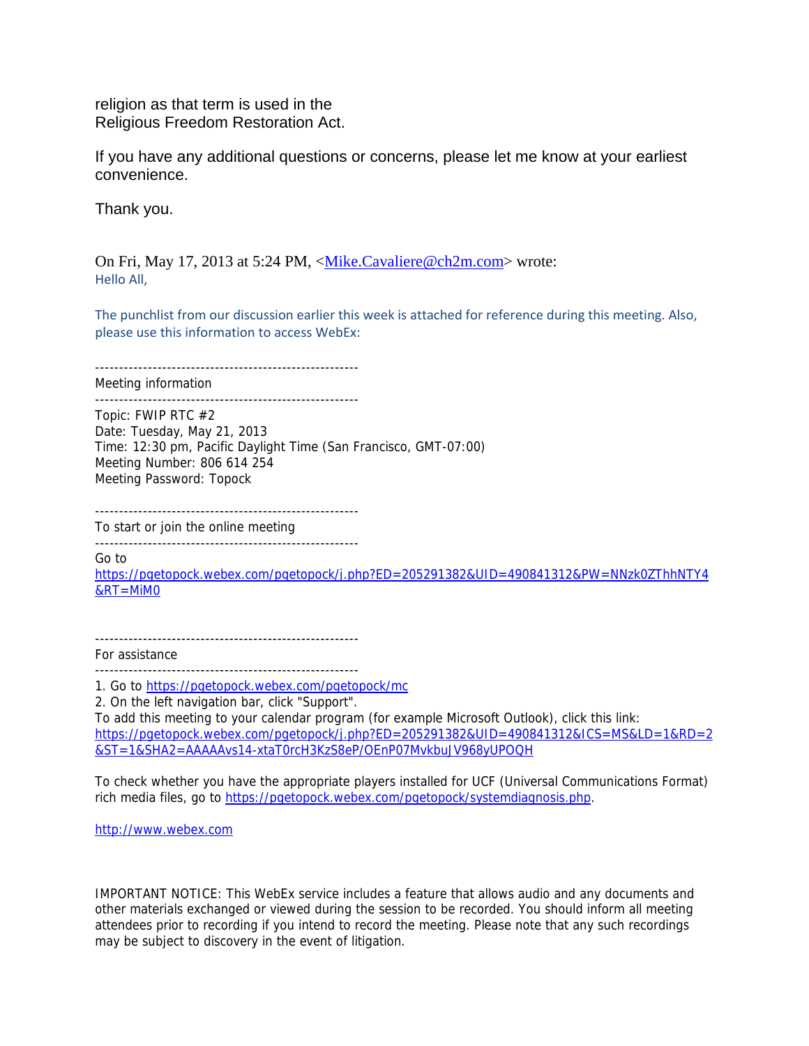religion as that term is used in the
Religious Freedom Restoration Act.

If you have any additional questions or concerns, please let me know at your earliest convenience.

Thank you.

On Fri, May 17, 2013 at 5:24 PM, <Mike.Cavaliere@ch2m.com> wrote:
Hello All,

The punchlist from our discussion earlier this week is attached for reference during this meeting. Also, please use this information to access WebEx:

-------------------------------------------------------
Meeting information
-------------------------------------------------------
Topic: FWIP RTC #2
Date: Tuesday, May 21, 2013
Time: 12:30 pm, Pacific Daylight Time (San Francisco, GMT-07:00)
Meeting Number: 806 614 254
Meeting Password: Topock

-------------------------------------------------------
To start or join the online meeting
-------------------------------------------------------
Go to
https://pgetopock.webex.com/pgetopock/j.php?ED=205291382&UID=490841312&PW=NNzk0ZThhNTY4&RT=MiM0

-------------------------------------------------------
For assistance
-------------------------------------------------------
1. Go to https://pgetopock.webex.com/pgetopock/mc
2. On the left navigation bar, click "Support".
To add this meeting to your calendar program (for example Microsoft Outlook), click this link:
https://pgetopock.webex.com/pgetopock/j.php?ED=205291382&UID=490841312&ICS=MS&LD=1&RD=2&ST=1&SHA2=AAAAAvs14-xtaT0rcH3KzS8eP/OEnP07MvkbuJV968yUPOQH

To check whether you have the appropriate players installed for UCF (Universal Communications Format) rich media files, go to https://pgetopock.webex.com/pgetopock/systemdiagnosis.php.

http://www.webex.com

IMPORTANT NOTICE: This WebEx service includes a feature that allows audio and any documents and other materials exchanged or viewed during the session to be recorded. You should inform all meeting attendees prior to recording if you intend to record the meeting. Please note that any such recordings may be subject to discovery in the event of litigation.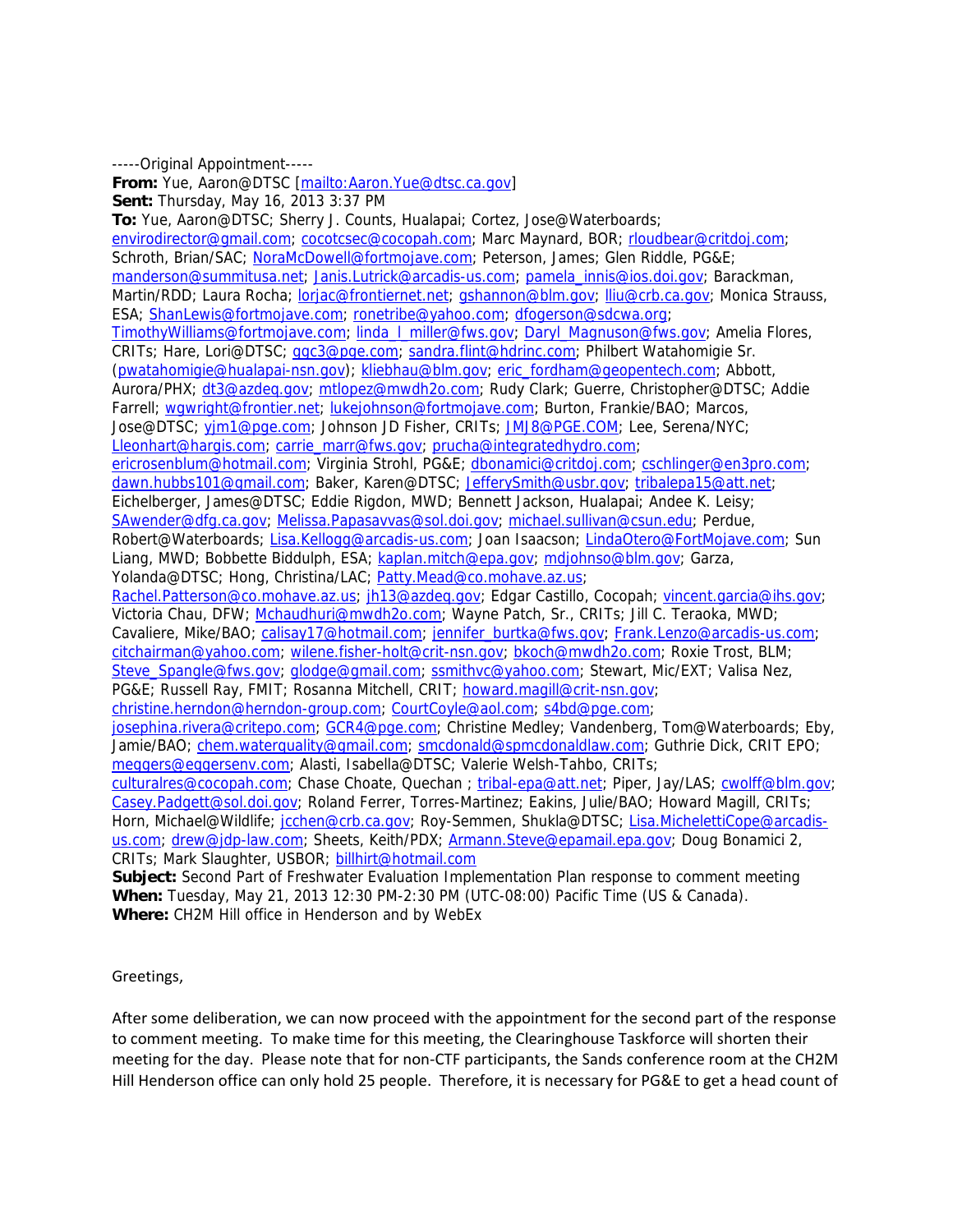-----Original Appointment-----
**From:** Yue, Aaron@DTSC [mailto:Aaron.Yue@dtsc.ca.gov]
**Sent:** Thursday, May 16, 2013 3:37 PM
**To:** Yue, Aaron@DTSC; Sherry J. Counts, Hualapai; Cortez, Jose@Waterboards; envirodirector@gmail.com; cocotcsec@cocopah.com; Marc Maynard, BOR; rloudbear@critdoj.com; Schroth, Brian/SAC; NoraMcDowell@fortmojave.com; Peterson, James; Glen Riddle, PG&E; manderson@summitusa.net; Janis.Lutrick@arcadis-us.com; pamela_innis@ios.doi.gov; Barackman, Martin/RDD; Laura Rocha; lorjac@frontiernet.net; gshannon@blm.gov; lliu@crb.ca.gov; Monica Strauss, ESA; ShanLewis@fortmojave.com; ronetribe@yahoo.com; dfogerson@sdcwa.org; TimothyWilliams@fortmojave.com; linda_l_miller@fws.gov; Daryl_Magnuson@fws.gov; Amelia Flores, CRITs; Hare, Lori@DTSC; ggc3@pge.com; sandra.flint@hdrinc.com; Philbert Watahomigie Sr. (pwatahomigie@hualapai-nsn.gov); kliebhau@blm.gov; eric_fordham@geopentech.com; Abbott, Aurora/PHX; dt3@azdeq.gov; mtlopez@mwdh2o.com; Rudy Clark; Guerre, Christopher@DTSC; Addie Farrell; wgwright@frontier.net; lukejohnson@fortmojave.com; Burton, Frankie/BAO; Marcos, Jose@DTSC; yjm1@pge.com; Johnson JD Fisher, CRITs; JMJ8@PGE.COM; Lee, Serena/NYC; Lleonhart@hargis.com; carrie_marr@fws.gov; prucha@integratedhydro.com; ericrosenblum@hotmail.com; Virginia Strohl, PG&E; dbonamici@critdoj.com; cschlinger@en3pro.com; dawn.hubbs101@gmail.com; Baker, Karen@DTSC; JefferySmith@usbr.gov; tribalepa15@att.net; Eichelberger, James@DTSC; Eddie Rigdon, MWD; Bennett Jackson, Hualapai; Andee K. Leisy; SAwender@dfg.ca.gov; Melissa.Papasavvas@sol.doi.gov; michael.sullivan@csun.edu; Perdue, Robert@Waterboards; Lisa.Kellogg@arcadis-us.com; Joan Isaacson; LindaOtero@FortMojave.com; Sun Liang, MWD; Bobbette Biddulph, ESA; kaplan.mitch@epa.gov; mdjohnso@blm.gov; Garza, Yolanda@DTSC; Hong, Christina/LAC; Patty.Mead@co.mohave.az.us; Rachel.Patterson@co.mohave.az.us; jh13@azdeq.gov; Edgar Castillo, Cocopah; vincent.garcia@ihs.gov; Victoria Chau, DFW; Mchaudhuri@mwdh2o.com; Wayne Patch, Sr., CRITs; Jill C. Teraoka, MWD; Cavaliere, Mike/BAO; calisay17@hotmail.com; jennifer_burtka@fws.gov; Frank.Lenzo@arcadis-us.com; citchairman@yahoo.com; wilene.fisher-holt@crit-nsn.gov; bkoch@mwdh2o.com; Roxie Trost, BLM; Steve_Spangle@fws.gov; glodge@gmail.com; ssmithvc@yahoo.com; Stewart, Mic/EXT; Valisa Nez, PG&E; Russell Ray, FMIT; Rosanna Mitchell, CRIT; howard.magill@crit-nsn.gov; christine.herndon@herndon-group.com; CourtCoyle@aol.com; s4bd@pge.com; josephina.rivera@critepo.com; GCR4@pge.com; Christine Medley; Vandenberg, Tom@Waterboards; Eby, Jamie/BAO; chem.waterquality@gmail.com; smcdonald@spmcdonaldlaw.com; Guthrie Dick, CRIT EPO; meggers@eggersenv.com; Alasti, Isabella@DTSC; Valerie Welsh-Tahbo, CRITs; culturalres@cocopah.com; Chase Choate, Quechan ; tribal-epa@att.net; Piper, Jay/LAS; cwolff@blm.gov; Casey.Padgett@sol.doi.gov; Roland Ferrer, Torres-Martinez; Eakins, Julie/BAO; Howard Magill, CRITs; Horn, Michael@Wildlife; jcchen@crb.ca.gov; Roy-Semmen, Shukla@DTSC; Lisa.MichelettiCope@arcadis-us.com; drew@jdp-law.com; Sheets, Keith/PDX; Armann.Steve@epamail.epa.gov; Doug Bonamici 2, CRITs; Mark Slaughter, USBOR; billhirt@hotmail.com
**Subject:** Second Part of Freshwater Evaluation Implementation Plan response to comment meeting
**When:** Tuesday, May 21, 2013 12:30 PM-2:30 PM (UTC-08:00) Pacific Time (US & Canada).
**Where:** CH2M Hill office in Henderson and by WebEx

Greetings,

After some deliberation, we can now proceed with the appointment for the second part of the response to comment meeting. To make time for this meeting, the Clearinghouse Taskforce will shorten their meeting for the day. Please note that for non-CTF participants, the Sands conference room at the CH2M Hill Henderson office can only hold 25 people. Therefore, it is necessary for PG&E to get a head count of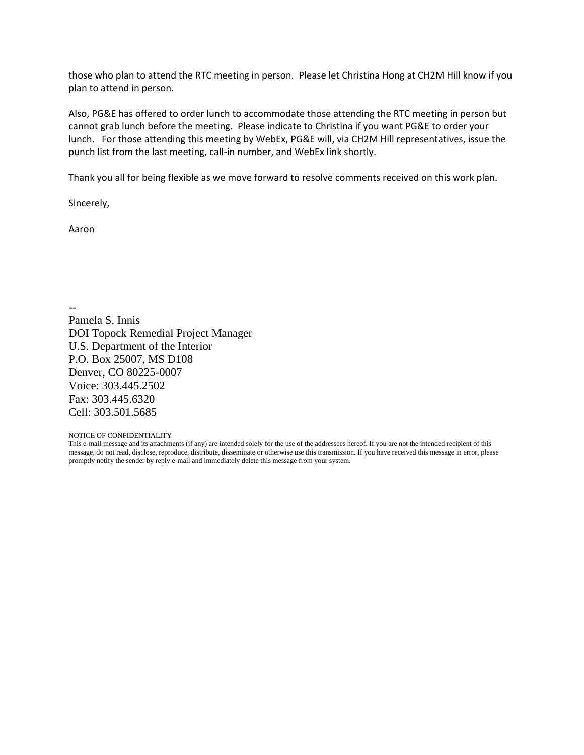those who plan to attend the RTC meeting in person. Please let Christina Hong at CH2M Hill know if you plan to attend in person.

Also, PG&E has offered to order lunch to accommodate those attending the RTC meeting in person but cannot grab lunch before the meeting. Please indicate to Christina if you want PG&E to order your lunch. For those attending this meeting by WebEx, PG&E will, via CH2M Hill representatives, issue the punch list from the last meeting, call-in number, and WebEx link shortly.

Thank you all for being flexible as we move forward to resolve comments received on this work plan.

Sincerely,

Aaron

--
Pamela S. Innis
DOI Topock Remedial Project Manager
U.S. Department of the Interior
P.O. Box 25007, MS D108
Denver, CO 80225-0007
Voice: 303.445.2502
Fax: 303.445.6320
Cell: 303.501.5685

NOTICE OF CONFIDENTIALITY
This e-mail message and its attachments (if any) are intended solely for the use of the addressees hereof. If you are not the intended recipient of this message, do not read, disclose, reproduce, distribute, disseminate or otherwise use this transmission. If you have received this message in error, please promptly notify the sender by reply e-mail and immediately delete this message from your system.